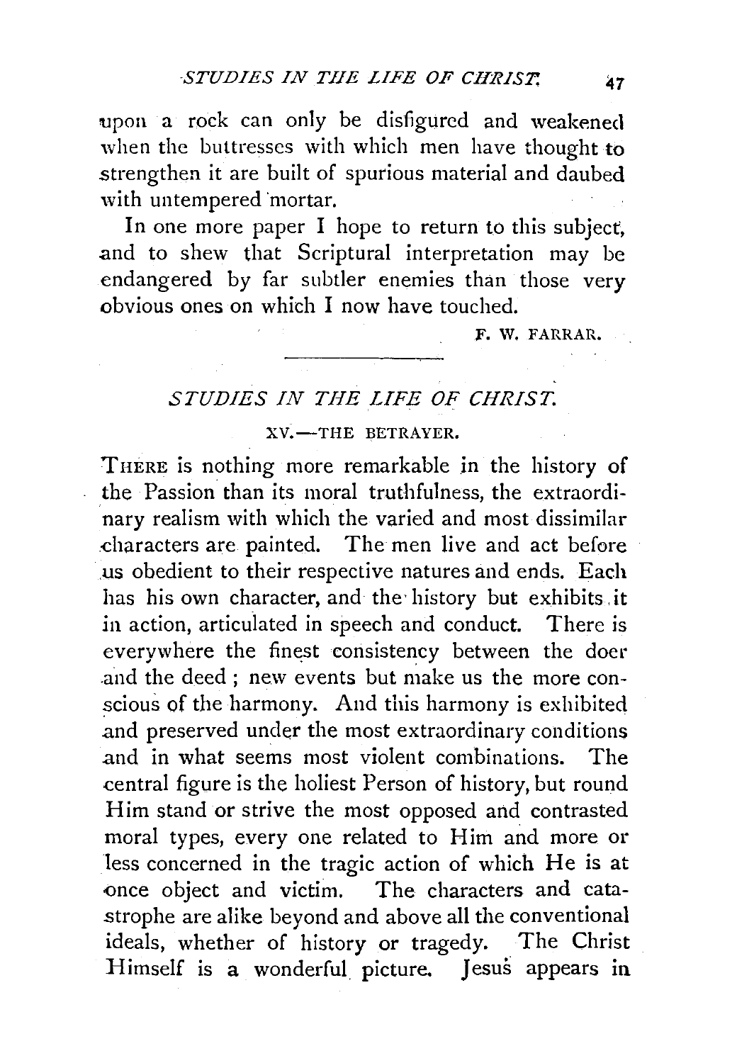upon a rock can only be disfigured and weakened when the buttresses with which men have thought to strengthen it are built of spurious material and daubed with untempered mortar.

In one more paper I hope to return to this subject, and to shew that Scriptural interpretation may be endangered by far subtler enemies than those very obvious ones on which I now have touched.

F. W. FARRAR.

---

## *STUDIES IN THE LIFE OF CHRIST.*

### XV.—THE BETRAYER.

THERE is nothing more remarkable in the history of the Passion than its moral truthfulness, the extraordinary realism with which the varied and most dissimilar characters are painted. The men live and act before us obedient to their respective natures and ends. Each has his own character, and the history but exhibits it in action, articulated in speech and conduct. There is everywhere the finest consistency between the doer and the deed; new events but make us the more conscious of the harmony. And this harmony is exhibited and preserved under the most extraordinary conditions and in what seems most violent combinations. The central figure is the holiest Person of history, but round Him stand or strive the most opposed and contrasted moral types, every one related to Him and more or less concerned in the tragic action of which He is at once object and victim. The characters and catastrophe are alike beyond and above all the conventional ideals, whether of history or tragedy. The Christ Himself is a wonderful picture. Jesus appears in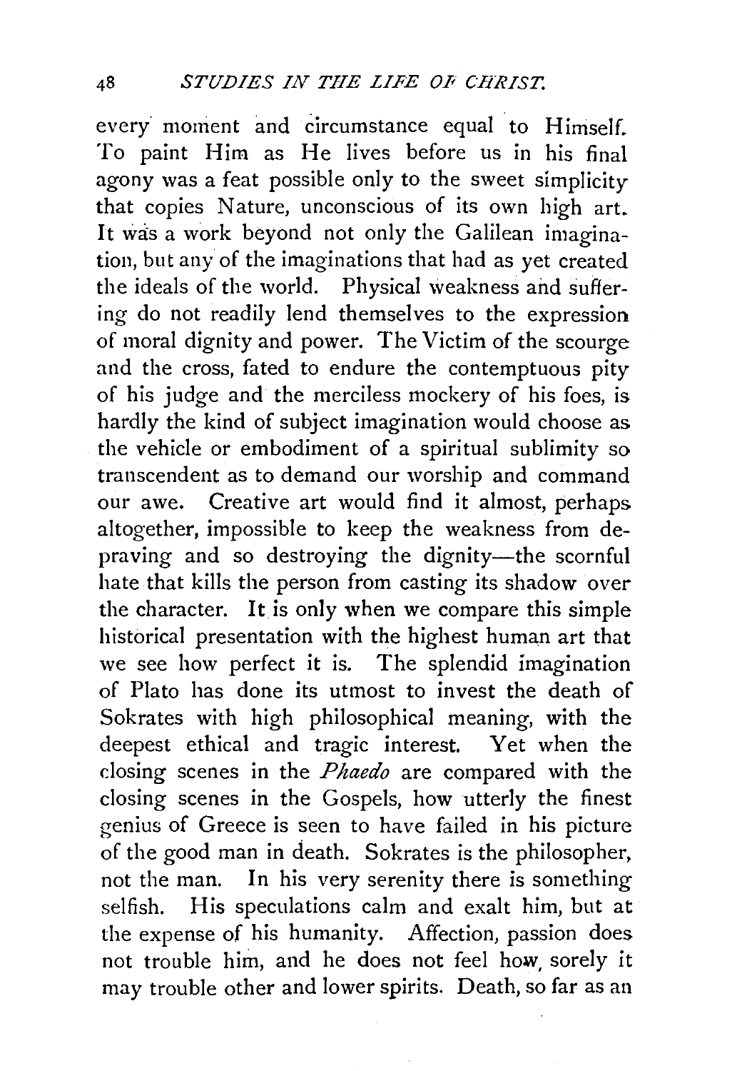every moment and circumstance equal to Himself. To paint Him as He lives before us in his final agony was a feat possible only to the sweet simplicity that copies Nature, unconscious of its own high art. It was a work beyond not only the Galilean imagination, but any of the imaginations that had as yet created the ideals of the world. Physical weakness and suffering do not readily lend themselves to the expression of moral dignity and power. The Victim of the scourge and the cross, fated to endure the contemptuous pity of his judge and the merciless mockery of his foes, is hardly the kind of subject imagination would choose as the vehicle or embodiment of a spiritual sublimity so transcendent as to demand our worship and command our awe. Creative art would find it almost, perhaps altogether, impossible to keep the weakness from depraving and so destroying the dignity—the scornful hate that kills the person from casting its shadow over the character. It is only when we compare this simple historical presentation with the highest human art that we see how perfect it is. The splendid imagination of Plato has done its utmost to invest the death of Sokrates with high philosophical meaning, with the deepest ethical and tragic interest. Yet when the closing scenes in the *Phaedo* are compared with the closing scenes in the Gospels, how utterly the finest genius of Greece is seen to have failed in his picture of the good man in death. Sokrates is the philosopher, not the man. In his very serenity there is something selfish. His speculations calm and exalt him, but at the expense of his humanity. Affection, passion does not trouble him, and he does not feel how sorely it may trouble other and lower spirits. Death, so far as an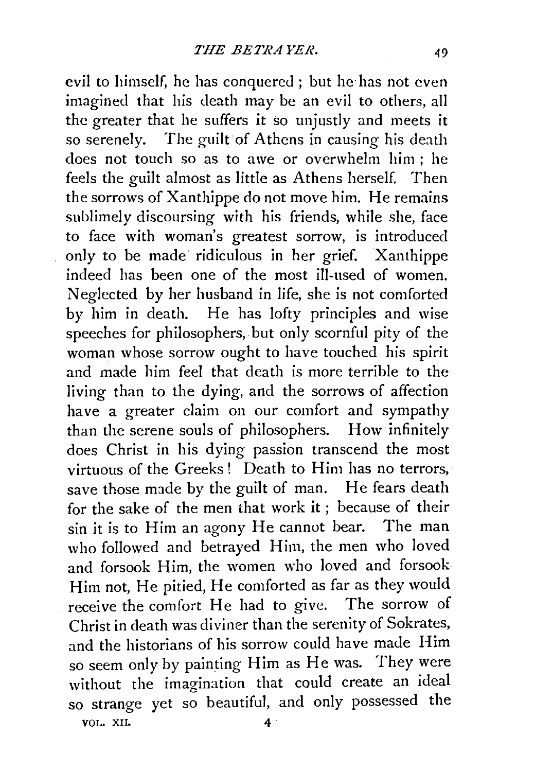evil to himself, he has conquered; but he has not even imagined that his death may be an evil to others, all the greater that he suffers it so unjustly and meets it so serenely. The guilt of Athens in causing his death does not touch so as to awe or overwhelm him; he feels the guilt almost as little as Athens herself. Then the sorrows of Xanthippe do not move him. He remains sublimely discoursing with his friends, while she, face to face with woman's greatest sorrow, is introduced only to be made ridiculous in her grief. Xanthippe indeed has been one of the most ill-used of women. Neglected by her husband in life, she is not comforted by him in death. He has lofty principles and wise speeches for philosophers, but only scornful pity of the woman whose sorrow ought to have touched his spirit and made him feel that death is more terrible to the living than to the dying, and the sorrows of affection have a greater claim on our comfort and sympathy than the serene souls of philosophers. How infinitely does Christ in his dying passion transcend the most virtuous of the Greeks! Death to Him has no terrors, save those made by the guilt of man. He fears death for the sake of the men that work it; because of their sin it is to Him an agony He cannot bear. The man who followed and betrayed Him, the men who loved and forsook Him, the women who loved and forsook Him not, He pitied, He comforted as far as they would receive the comfort He had to give. The sorrow of Christ in death was diviner than the serenity of Sokrates, and the historians of his sorrow could have made Him so seem only by painting Him as He was. They were without the imagination that could create an ideal so strange yet so beautiful, and only possessed the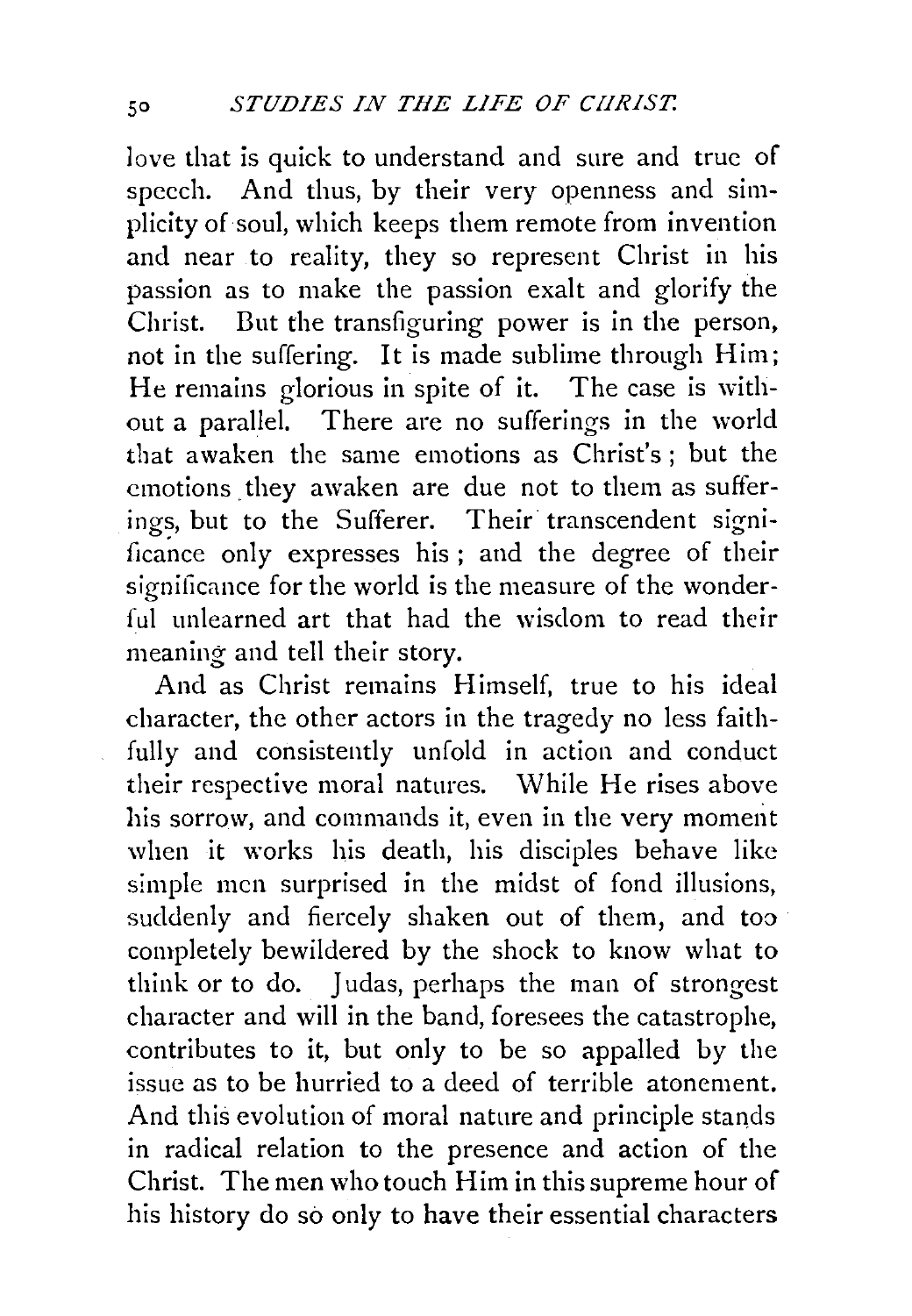love that is quick to understand and sure and true of speech. And thus, by their very openness and simplicity of soul, which keeps them remote from invention and near to reality, they so represent Christ in his passion as to make the passion exalt and glorify the Christ. But the transfiguring power is in the person, not in the suffering. It is made sublime through Him; He remains glorious in spite of it. The case is without a parallel. There are no sufferings in the world that awaken the same emotions as Christ's; but the emotions they awaken are due not to them as sufferings, but to the Sufferer. Their transcendent significance only expresses his; and the degree of their significance for the world is the measure of the wonderful unlearned art that had the wisdom to read their meaning and tell their story.

And as Christ remains Himself, true to his ideal character, the other actors in the tragedy no less faithfully and consistently unfold in action and conduct their respective moral natures. While He rises above his sorrow, and commands it, even in the very moment when it works his death, his disciples behave like simple men surprised in the midst of fond illusions, suddenly and fiercely shaken out of them, and too completely bewildered by the shock to know what to think or to do. Judas, perhaps the man of strongest character and will in the band, foresees the catastrophe, contributes to it, but only to be so appalled by the issue as to be hurried to a deed of terrible atonement. And this evolution of moral nature and principle stands in radical relation to the presence and action of the Christ. The men who touch Him in this supreme hour of his history do so only to have their essential characters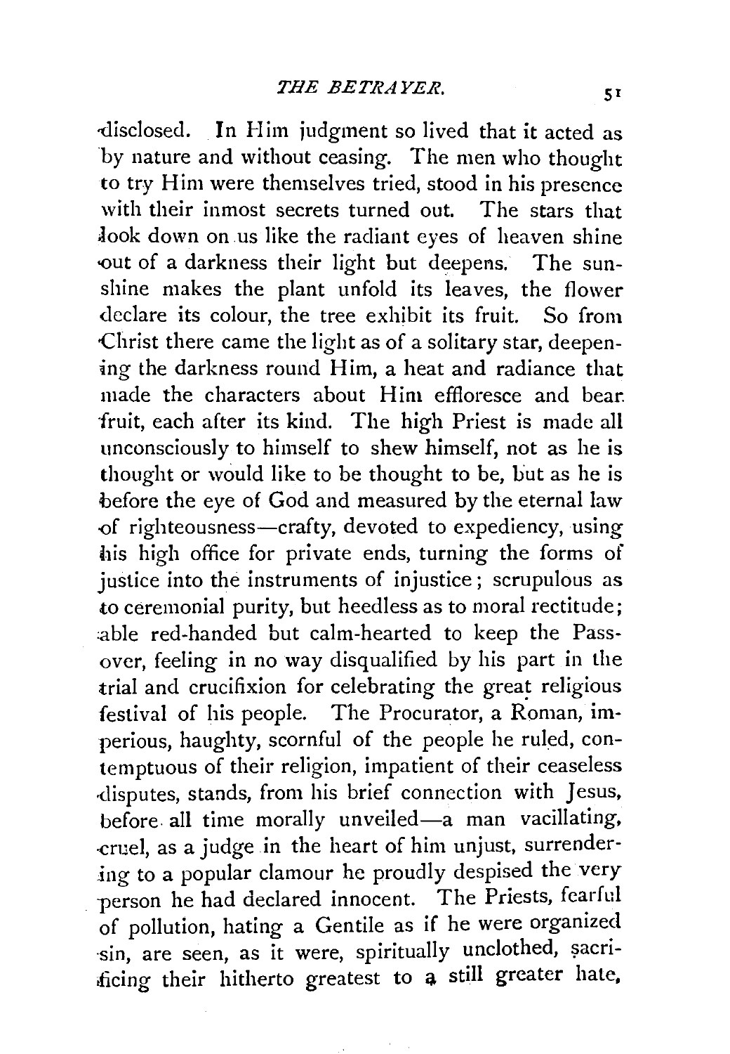disclosed. In Him judgment so lived that it acted as by nature and without ceasing. The men who thought to try Him were themselves tried, stood in his presence with their inmost secrets turned out. The stars that look down on us like the radiant eyes of heaven shine out of a darkness their light but deepens. The sunshine makes the plant unfold its leaves, the flower declare its colour, the tree exhibit its fruit. So from Christ there came the light as of a solitary star, deepening the darkness round Him, a heat and radiance that made the characters about Him effloresce and bear fruit, each after its kind. The high Priest is made all unconsciously to himself to shew himself, not as he is thought or would like to be thought to be, but as he is before the eye of God and measured by the eternal law of righteousness—crafty, devoted to expediency, using his high office for private ends, turning the forms of justice into the instruments of injustice; scrupulous as to ceremonial purity, but heedless as to moral rectitude; able red-handed but calm-hearted to keep the Passover, feeling in no way disqualified by his part in the trial and crucifixion for celebrating the great religious festival of his people. The Procurator, a Roman, imperious, haughty, scornful of the people he ruled, contemptuous of their religion, impatient of their ceaseless disputes, stands, from his brief connection with Jesus, before all time morally unveiled—a man vacillating, cruel, as a judge in the heart of him unjust, surrendering to a popular clamour he proudly despised the very person he had declared innocent. The Priests, fearful of pollution, hating a Gentile as if he were organized sin, are seen, as it were, spiritually unclothed, sacrificing their hitherto greatest to a still greater hate,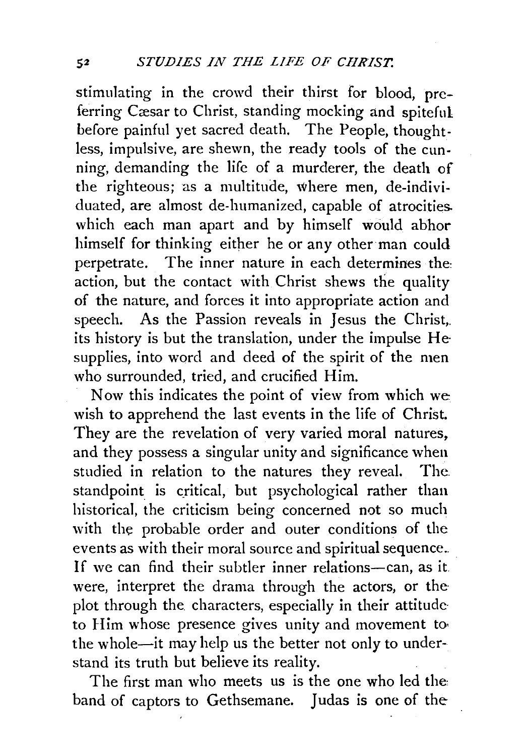stimulating in the crowd their thirst for blood, preferring Cæsar to Christ, standing mocking and spiteful before painful yet sacred death. The People, thoughtless, impulsive, are shewn, the ready tools of the cunning, demanding the life of a murderer, the death of the righteous; as a multitude, where men, de-individuated, are almost de-humanized, capable of atrocities which each man apart and by himself would abhor himself for thinking either he or any other man could perpetrate. The inner nature in each determines the action, but the contact with Christ shews the quality of the nature, and forces it into appropriate action and speech. As the Passion reveals in Jesus the Christ, its history is but the translation, under the impulse He supplies, into word and deed of the spirit of the men who surrounded, tried, and crucified Him.

Now this indicates the point of view from which we wish to apprehend the last events in the life of Christ. They are the revelation of very varied moral natures, and they possess a singular unity and significance when studied in relation to the natures they reveal. The standpoint is critical, but psychological rather than historical, the criticism being concerned not so much with the probable order and outer conditions of the events as with their moral source and spiritual sequence. If we can find their subtler inner relations—can, as it were, interpret the drama through the actors, or the plot through the characters, especially in their attitude to Him whose presence gives unity and movement to the whole—it may help us the better not only to understand its truth but believe its reality.

The first man who meets us is the one who led the band of captors to Gethsemane. Judas is one of the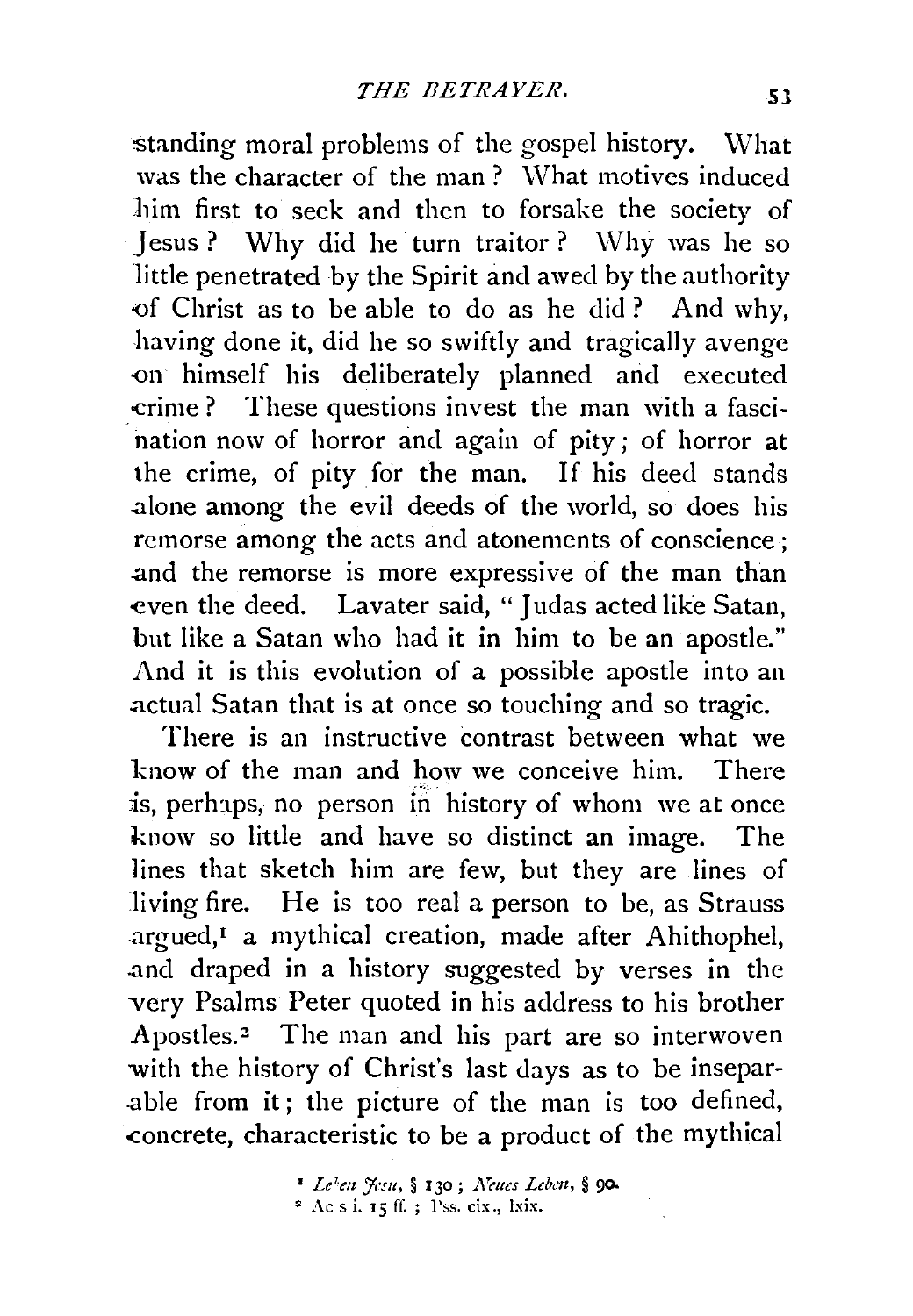standing moral problems of the gospel history. What was the character of the man? What motives induced him first to seek and then to forsake the society of Jesus? Why did he turn traitor? Why was he so little penetrated by the Spirit and awed by the authority of Christ as to be able to do as he did? And why, having done it, did he so swiftly and tragically avenge on himself his deliberately planned and executed crime? These questions invest the man with a fascination now of horror and again of pity; of horror at the crime, of pity for the man. If his deed stands alone among the evil deeds of the world, so does his remorse among the acts and atonements of conscience; and the remorse is more expressive of the man than even the deed. Lavater said, "Judas acted like Satan, but like a Satan who had it in him to be an apostle." And it is this evolution of a possible apostle into an actual Satan that is at once so touching and so tragic.

There is an instructive contrast between what we know of the man and how we conceive him. There is, perhaps, no person in history of whom we at once know so little and have so distinct an image. The lines that sketch him are few, but they are lines of living fire. He is too real a person to be, as Strauss argued,[1] a mythical creation, made after Ahithophel, and draped in a history suggested by verses in the very Psalms Peter quoted in his address to his brother Apostles.[2] The man and his part are so interwoven with the history of Christ's last days as to be inseparable from it; the picture of the man is too defined, concrete, characteristic to be a product of the mythical

[1] *Leben Jesu*, § 130; *Neues Leben*, § 90.

[2] Acs i. 15 ff.; Pss. cix., lxix.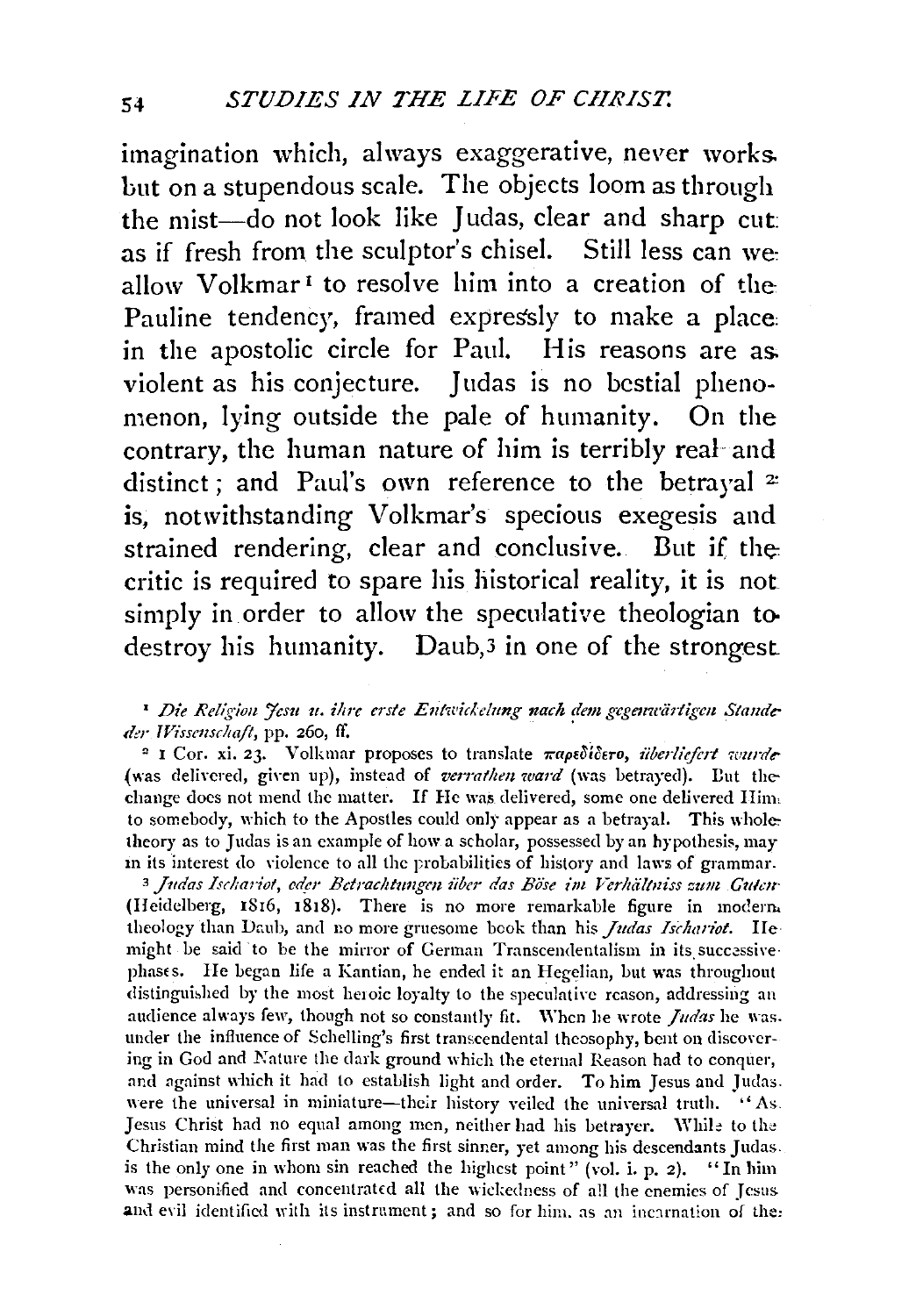imagination which, always exaggerative, never works but on a stupendous scale. The objects loom as through the mist—do not look like Judas, clear and sharp cut as if fresh from the sculptor's chisel. Still less can we allow Volkmar[1] to resolve him into a creation of the Pauline tendency, framed expressly to make a place in the apostolic circle for Paul. His reasons are as violent as his conjecture. Judas is no bestial phenomenon, lying outside the pale of humanity. On the contrary, the human nature of him is terribly real and distinct; and Paul's own reference to the betrayal[2] is, notwithstanding Volkmar's specious exegesis and strained rendering, clear and conclusive. But if the critic is required to spare his historical reality, it is not simply in order to allow the speculative theologian to destroy his humanity. Daub,[3] in one of the strongest

[1] *Die Religion Jesu u. ihre erste Entwickelung nach dem gegenwärtigen Stande der Wissenschaft*, pp. 260, ff.

[2] 1 Cor. xi. 23. Volkmar proposes to translate παρεδίδετο, *überliefert wurde* (was delivered, given up), instead of *verrathen ward* (was betrayed). But the change does not mend the matter. If He was delivered, some one delivered Him to somebody, which to the Apostles could only appear as a betrayal. This whole theory as to Judas is an example of how a scholar, possessed by an hypothesis, may in its interest do violence to all the probabilities of history and laws of grammar.

[3] *Judas Ischariot, oder Betrachtungen über das Böse im Verhältniss zum Guten* (Heidelberg, 1816, 1818). There is no more remarkable figure in modern theology than Daub, and no more gruesome book than his *Judas Ischariot*. He might be said to be the mirror of German Transcendentalism in its successive phases. He began life a Kantian, he ended it an Hegelian, but was throughout distinguished by the most heroic loyalty to the speculative reason, addressing an audience always few, though not so constantly fit. When he wrote *Judas* he was under the influence of Schelling's first transcendental theosophy, bent on discovering in God and Nature the dark ground which the eternal Reason had to conquer, and against which it had to establish light and order. To him Jesus and Judas were the universal in miniature—their history veiled the universal truth. "As Jesus Christ had no equal among men, neither had his betrayer. While to the Christian mind the first man was the first sinner, yet among his descendants Judas is the only one in whom sin reached the highest point" (vol. i. p. 2). "In him was personified and concentrated all the wickedness of all the enemies of Jesus and evil identified with its instrument; and so for him, as an incarnation of the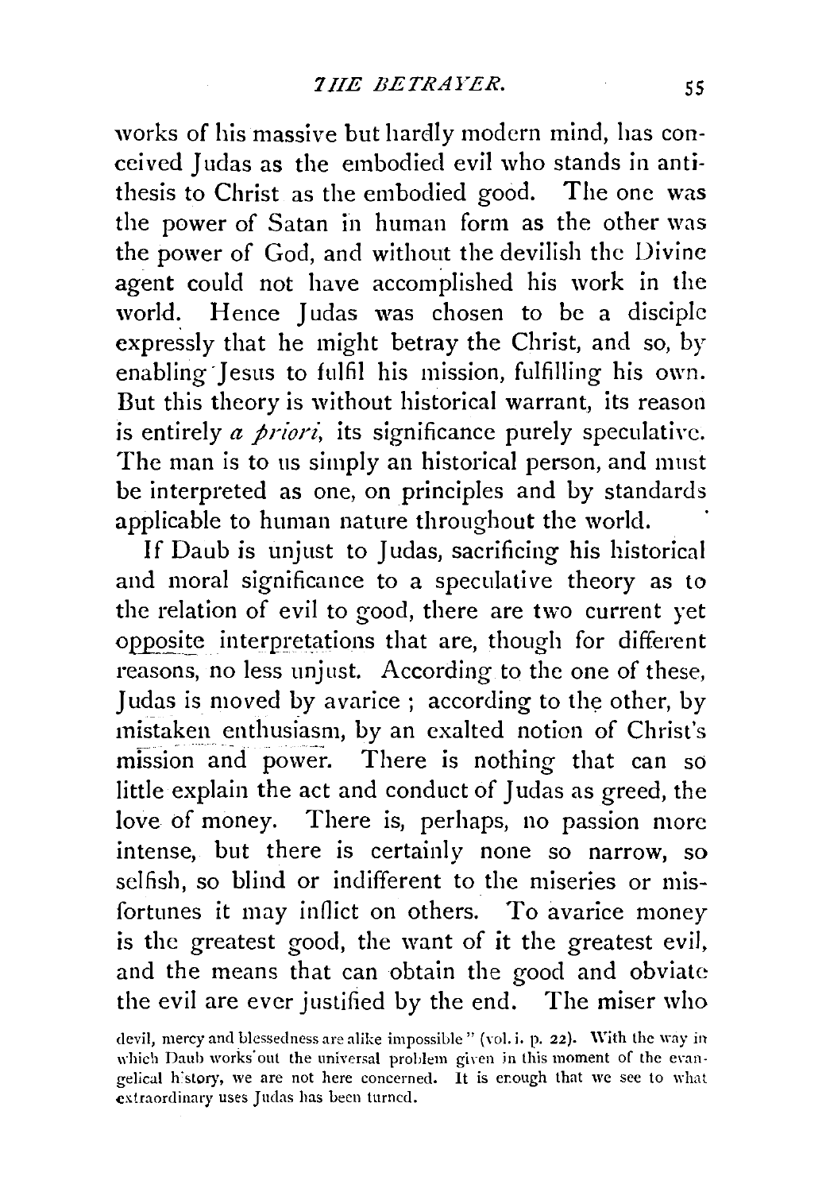works of his massive but hardly modern mind, has conceived Judas as the embodied evil who stands in antithesis to Christ as the embodied good. The one was the power of Satan in human form as the other was the power of God, and without the devilish the Divine agent could not have accomplished his work in the world. Hence Judas was chosen to be a disciple expressly that he might betray the Christ, and so, by enabling Jesus to fulfil his mission, fulfilling his own. But this theory is without historical warrant, its reason is entirely *a priori*, its significance purely speculative. The man is to us simply an historical person, and must be interpreted as one, on principles and by standards applicable to human nature throughout the world.

If Daub is unjust to Judas, sacrificing his historical and moral significance to a speculative theory as to the relation of evil to good, there are two current yet opposite interpretations that are, though for different reasons, no less unjust. According to the one of these, Judas is moved by avarice; according to the other, by mistaken enthusiasm, by an exalted notion of Christ's mission and power. There is nothing that can so little explain the act and conduct of Judas as greed, the love of money. There is, perhaps, no passion more intense, but there is certainly none so narrow, so selfish, so blind or indifferent to the miseries or misfortunes it may inflict on others. To avarice money is the greatest good, the want of it the greatest evil, and the means that can obtain the good and obviate the evil are ever justified by the end. The miser who

devil, mercy and blessedness are alike impossible" (vol. i. p. 22). With the way in which Daub works out the universal problem given in this moment of the evangelical history, we are not here concerned. It is enough that we see to what extraordinary uses Judas has been turned.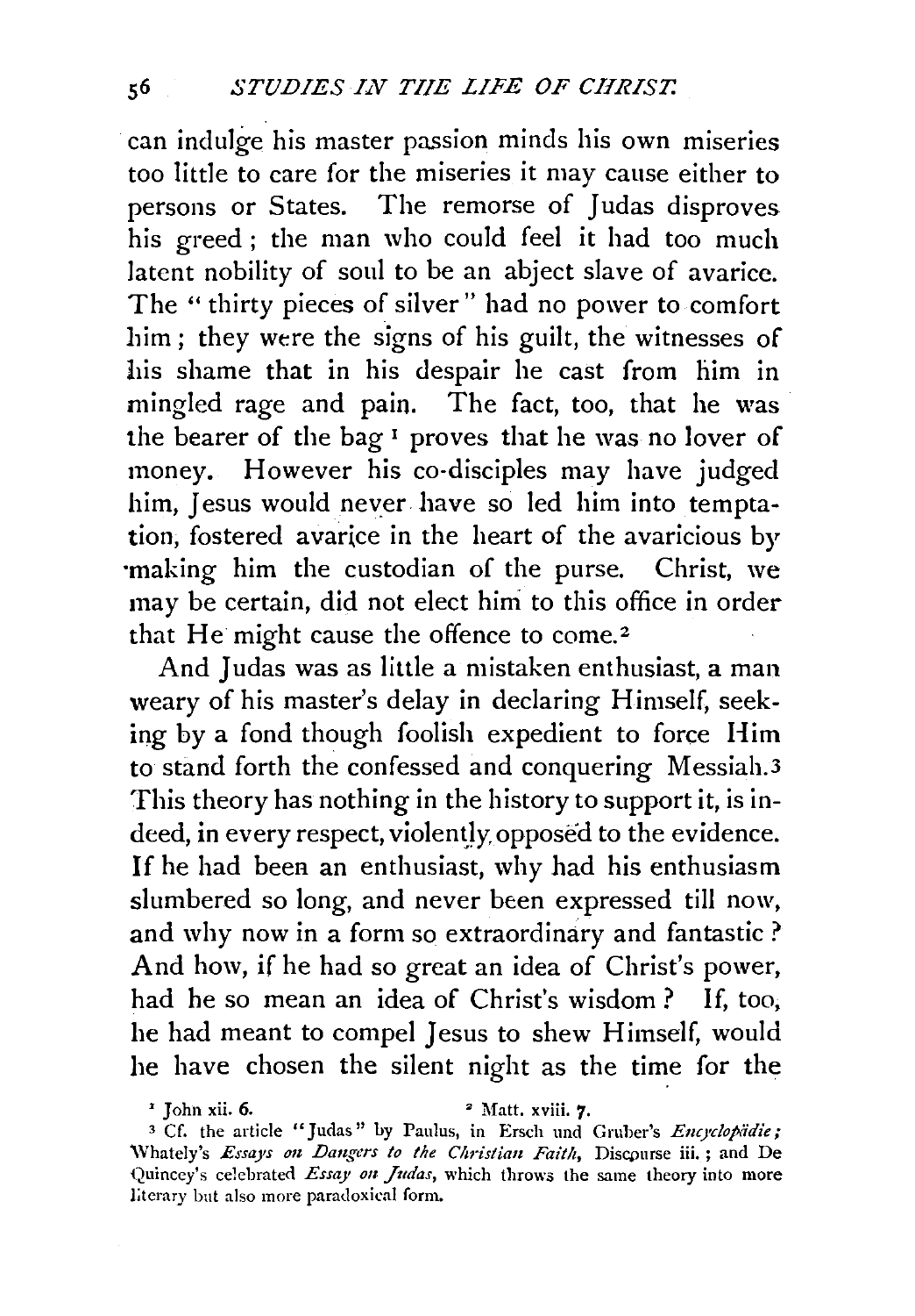can indulge his master passion minds his own miseries too little to care for the miseries it may cause either to persons or States. The remorse of Judas disproves his greed; the man who could feel it had too much latent nobility of soul to be an abject slave of avarice. The "thirty pieces of silver" had no power to comfort him; they were the signs of his guilt, the witnesses of his shame that in his despair he cast from him in mingled rage and pain. The fact, too, that he was the bearer of the bag [1] proves that he was no lover of money. However his co-disciples may have judged him, Jesus would never have so led him into temptation, fostered avarice in the heart of the avaricious by making him the custodian of the purse. Christ, we may be certain, did not elect him to this office in order that He might cause the offence to come.[2]

And Judas was as little a mistaken enthusiast, a man weary of his master's delay in declaring Himself, seeking by a fond though foolish expedient to force Him to stand forth the confessed and conquering Messiah.[3] This theory has nothing in the history to support it, is indeed, in every respect, violently opposed to the evidence. If he had been an enthusiast, why had his enthusiasm slumbered so long, and never been expressed till now, and why now in a form so extraordinary and fantastic? And how, if he had so great an idea of Christ's power, had he so mean an idea of Christ's wisdom? If, too, he had meant to compel Jesus to shew Himself, would he have chosen the silent night as the time for the

[1] John xii. 6.

[2] Matt. xviii. 7.

[3] Cf. the article "Judas" by Paulus, in Ersch und Gruber's *Encyclopädie;* Whately's *Essays on Dangers to the Christian Faith,* Discourse iii.; and De Quincey's celebrated *Essay on Judas,* which throws the same theory into more literary but also more paradoxical form.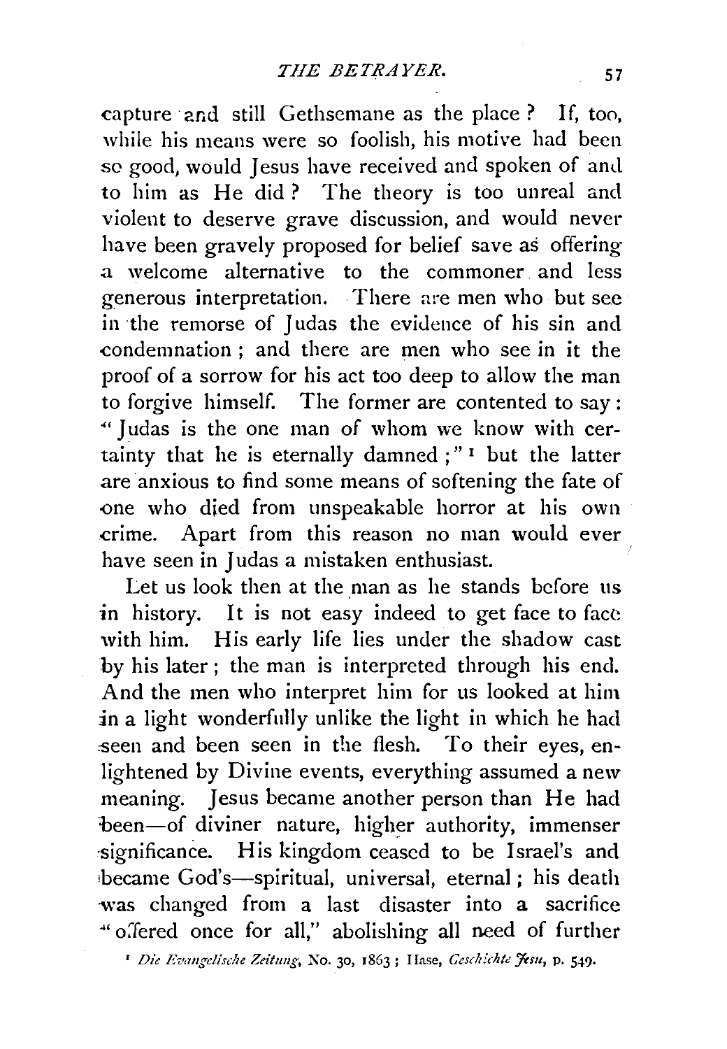capture and still Gethsemane as the place? If, too, while his means were so foolish, his motive had been so good, would Jesus have received and spoken of and to him as He did? The theory is too unreal and violent to deserve grave discussion, and would never have been gravely proposed for belief save as offering a welcome alternative to the commoner and less generous interpretation. There are men who but see in the remorse of Judas the evidence of his sin and condemnation; and there are men who see in it the proof of a sorrow for his act too deep to allow the man to forgive himself. The former are contented to say: "Judas is the one man of whom we know with certainty that he is eternally damned;" [1] but the latter are anxious to find some means of softening the fate of one who died from unspeakable horror at his own crime. Apart from this reason no man would ever have seen in Judas a mistaken enthusiast.

Let us look then at the man as he stands before us in history. It is not easy indeed to get face to face with him. His early life lies under the shadow cast by his later; the man is interpreted through his end. And the men who interpret him for us looked at him in a light wonderfully unlike the light in which he had seen and been seen in the flesh. To their eyes, enlightened by Divine events, everything assumed a new meaning. Jesus became another person than He had been—of diviner nature, higher authority, immenser significance. His kingdom ceased to be Israel's and became God's—spiritual, universal, eternal; his death was changed from a last disaster into a sacrifice "offered once for all," abolishing all need of further

[1] *Die Evangelische Zeitung*, No. 30, 1863; Hase, *Geschichte Jesu*, p. 549.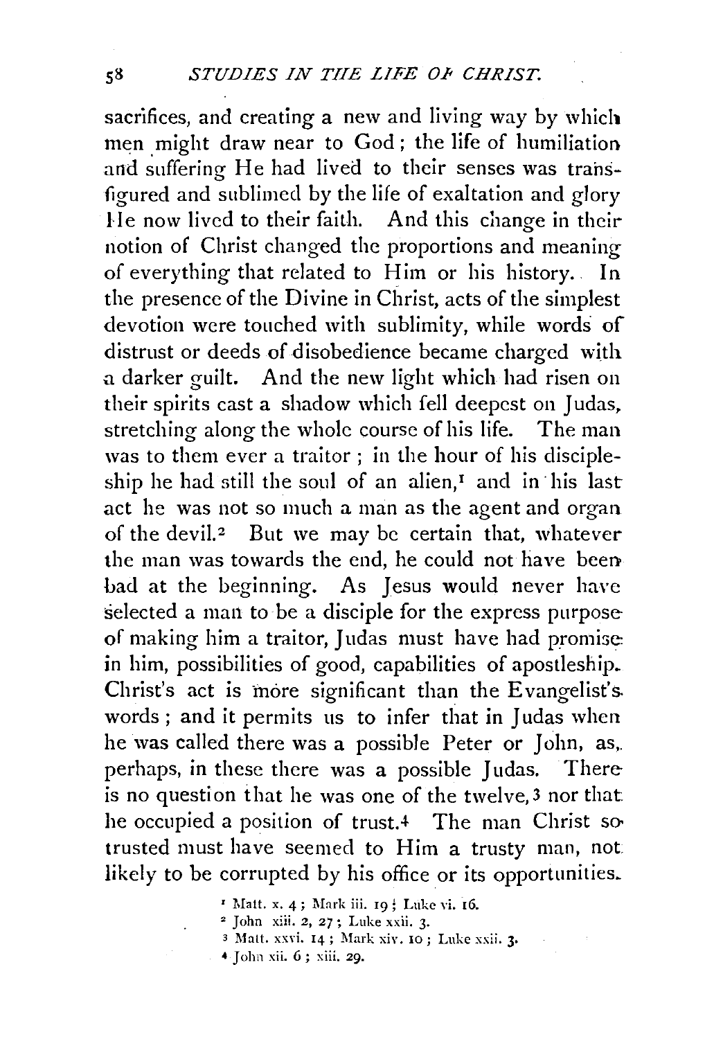sacrifices, and creating a new and living way by which men might draw near to God; the life of humiliation and suffering He had lived to their senses was transfigured and sublimed by the life of exaltation and glory He now lived to their faith. And this change in their notion of Christ changed the proportions and meaning of everything that related to Him or his history. In the presence of the Divine in Christ, acts of the simplest devotion were touched with sublimity, while words of distrust or deeds of disobedience became charged with a darker guilt. And the new light which had risen on their spirits cast a shadow which fell deepest on Judas, stretching along the whole course of his life. The man was to them ever a traitor; in the hour of his discipleship he had still the soul of an alien,[1] and in his last act he was not so much a man as the agent and organ of the devil.[2] But we may be certain that, whatever the man was towards the end, he could not have been bad at the beginning. As Jesus would never have selected a man to be a disciple for the express purpose of making him a traitor, Judas must have had promise in him, possibilities of good, capabilities of apostleship. Christ's act is more significant than the Evangelist's words; and it permits us to infer that in Judas when he was called there was a possible Peter or John, as, perhaps, in these there was a possible Judas. There is no question that he was one of the twelve,[3] nor that he occupied a position of trust.[4] The man Christ so trusted must have seemed to Him a trusty man, not likely to be corrupted by his office or its opportunities.

[1] Matt. x. 4; Mark iii. 19; Luke vi. 16.

[2] John xiii. 2, 27; Luke xxii. 3.

[3] Matt. xxvi. 14; Mark xiv. 10; Luke xxii. 3.

[4] John xii. 6; xiii. 29.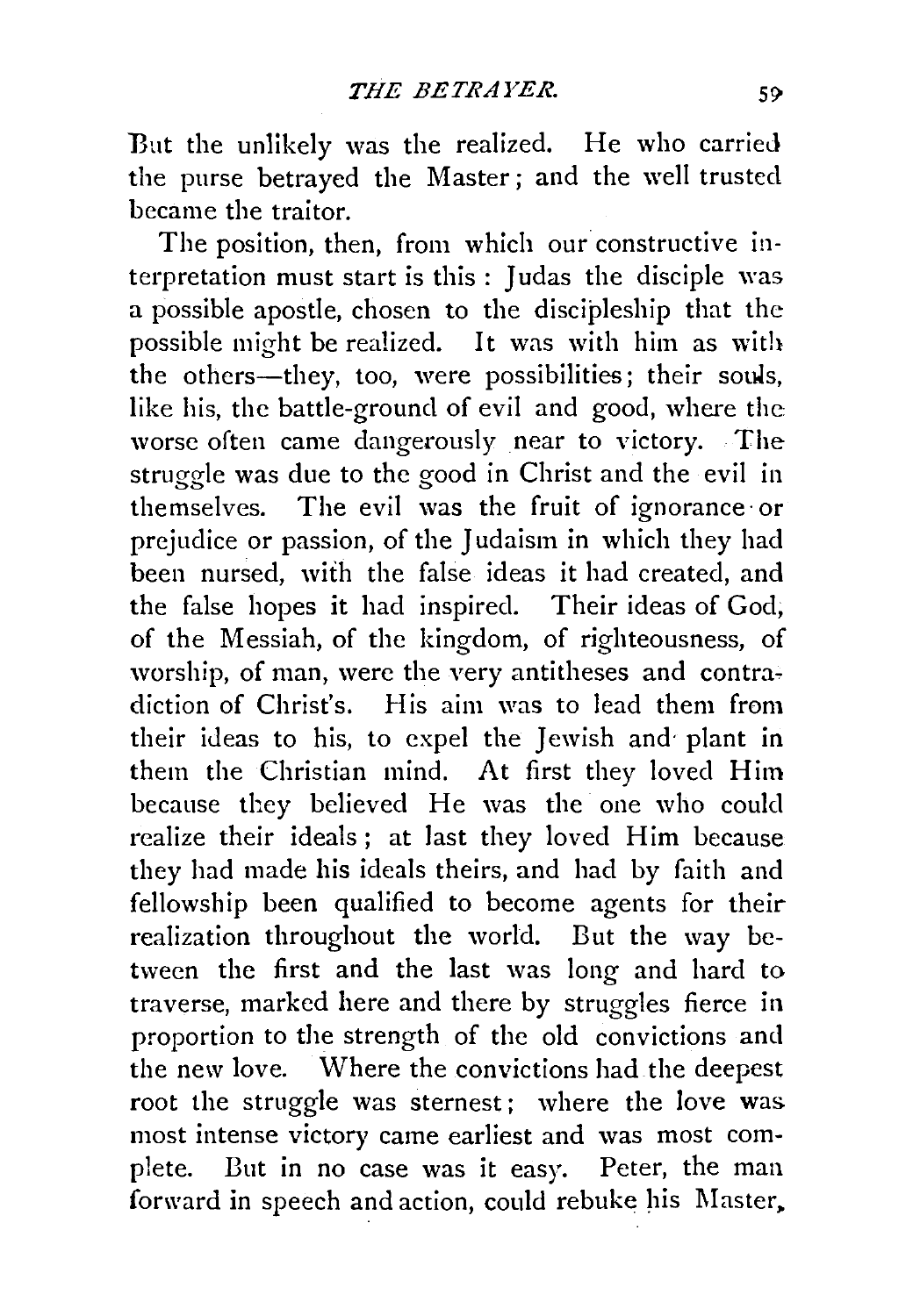But the unlikely was the realized. He who carried the purse betrayed the Master; and the well trusted became the traitor.

The position, then, from which our constructive interpretation must start is this: Judas the disciple was a possible apostle, chosen to the discipleship that the possible might be realized. It was with him as with the others—they, too, were possibilities; their souls, like his, the battle-ground of evil and good, where the worse often came dangerously near to victory. The struggle was due to the good in Christ and the evil in themselves. The evil was the fruit of ignorance or prejudice or passion, of the Judaism in which they had been nursed, with the false ideas it had created, and the false hopes it had inspired. Their ideas of God, of the Messiah, of the kingdom, of righteousness, of worship, of man, were the very antitheses and contradiction of Christ's. His aim was to lead them from their ideas to his, to expel the Jewish and plant in them the Christian mind. At first they loved Him because they believed He was the one who could realize their ideals; at last they loved Him because they had made his ideals theirs, and had by faith and fellowship been qualified to become agents for their realization throughout the world. But the way between the first and the last was long and hard to traverse, marked here and there by struggles fierce in proportion to the strength of the old convictions and the new love. Where the convictions had the deepest root the struggle was sternest; where the love was most intense victory came earliest and was most complete. But in no case was it easy. Peter, the man forward in speech and action, could rebuke his Master,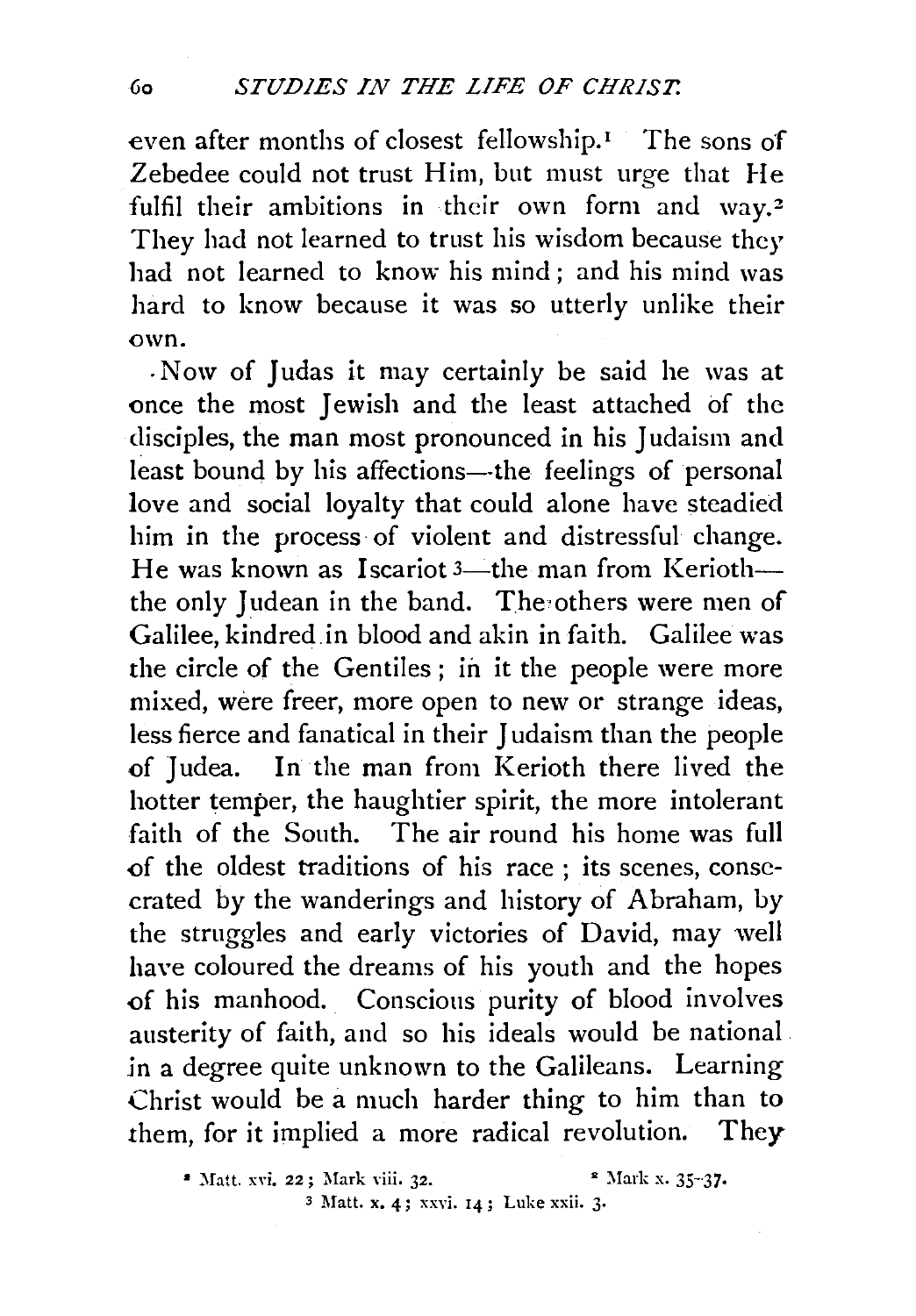even after months of closest fellowship.[1] The sons of Zebedee could not trust Him, but must urge that He fulfil their ambitions in their own form and way.[2] They had not learned to trust his wisdom because they had not learned to know his mind; and his mind was hard to know because it was so utterly unlike their own.

Now of Judas it may certainly be said he was at once the most Jewish and the least attached of the disciples, the man most pronounced in his Judaism and least bound by his affections—the feelings of personal love and social loyalty that could alone have steadied him in the process of violent and distressful change. He was known as Iscariot[3]—the man from Kerioth—the only Judean in the band. The others were men of Galilee, kindred in blood and akin in faith. Galilee was the circle of the Gentiles; in it the people were more mixed, were freer, more open to new or strange ideas, less fierce and fanatical in their Judaism than the people of Judea. In the man from Kerioth there lived the hotter temper, the haughtier spirit, the more intolerant faith of the South. The air round his home was full of the oldest traditions of his race; its scenes, consecrated by the wanderings and history of Abraham, by the struggles and early victories of David, may well have coloured the dreams of his youth and the hopes of his manhood. Conscious purity of blood involves austerity of faith, and so his ideals would be national in a degree quite unknown to the Galileans. Learning Christ would be a much harder thing to him than to them, for it implied a more radical revolution. They

[1] Matt. xvi. 22; Mark viii. 32. [2] Mark x. 35–37.
[3] Matt. x. 4; xxvi. 14; Luke xxii. 3.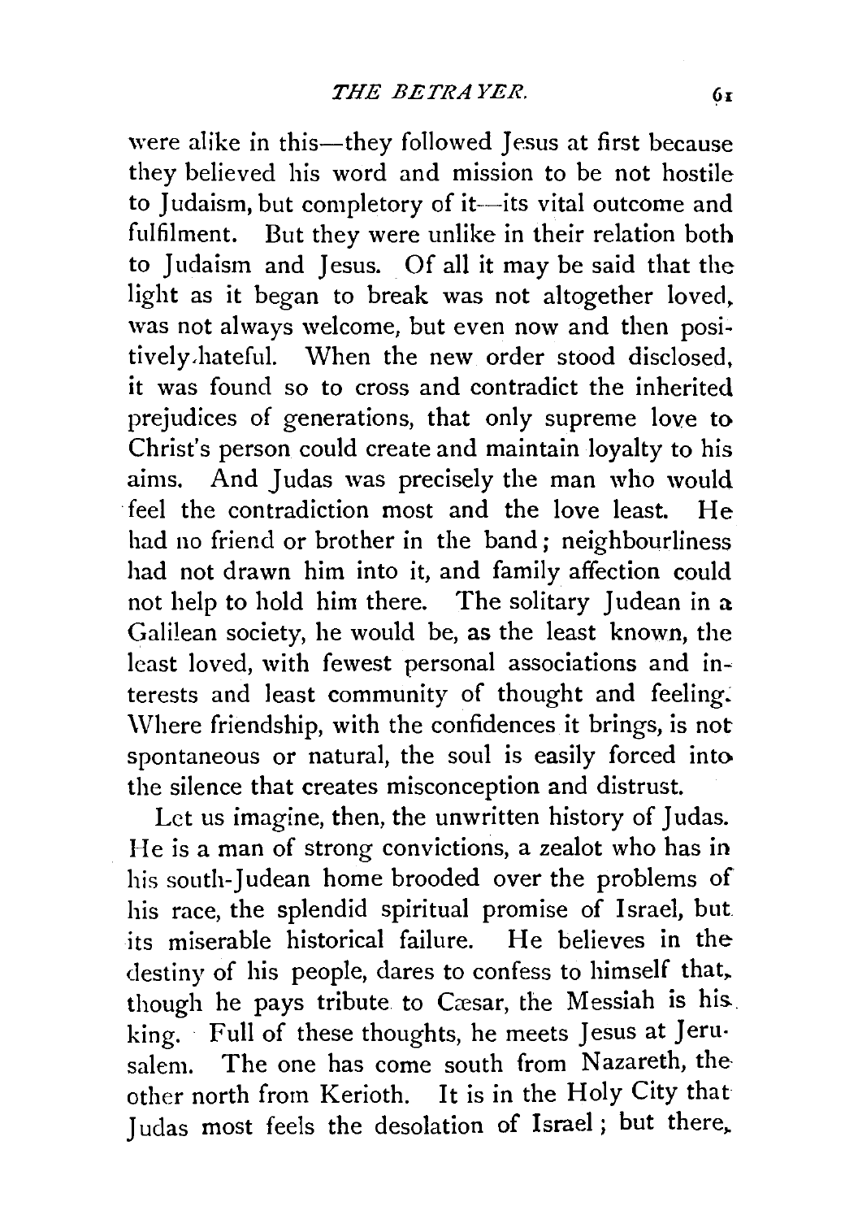were alike in this—they followed Jesus at first because they believed his word and mission to be not hostile to Judaism, but completory of it—its vital outcome and fulfilment. But they were unlike in their relation both to Judaism and Jesus. Of all it may be said that the light as it began to break was not altogether loved, was not always welcome, but even now and then positively hateful. When the new order stood disclosed, it was found so to cross and contradict the inherited prejudices of generations, that only supreme love to Christ's person could create and maintain loyalty to his aims. And Judas was precisely the man who would feel the contradiction most and the love least. He had no friend or brother in the band; neighbourliness had not drawn him into it, and family affection could not help to hold him there. The solitary Judean in a Galilean society, he would be, as the least known, the least loved, with fewest personal associations and interests and least community of thought and feeling. Where friendship, with the confidences it brings, is not spontaneous or natural, the soul is easily forced into the silence that creates misconception and distrust.

Let us imagine, then, the unwritten history of Judas. He is a man of strong convictions, a zealot who has in his south-Judean home brooded over the problems of his race, the splendid spiritual promise of Israel, but its miserable historical failure. He believes in the destiny of his people, dares to confess to himself that, though he pays tribute to Cæsar, the Messiah is his king. Full of these thoughts, he meets Jesus at Jerusalem. The one has come south from Nazareth, the other north from Kerioth. It is in the Holy City that Judas most feels the desolation of Israel; but there,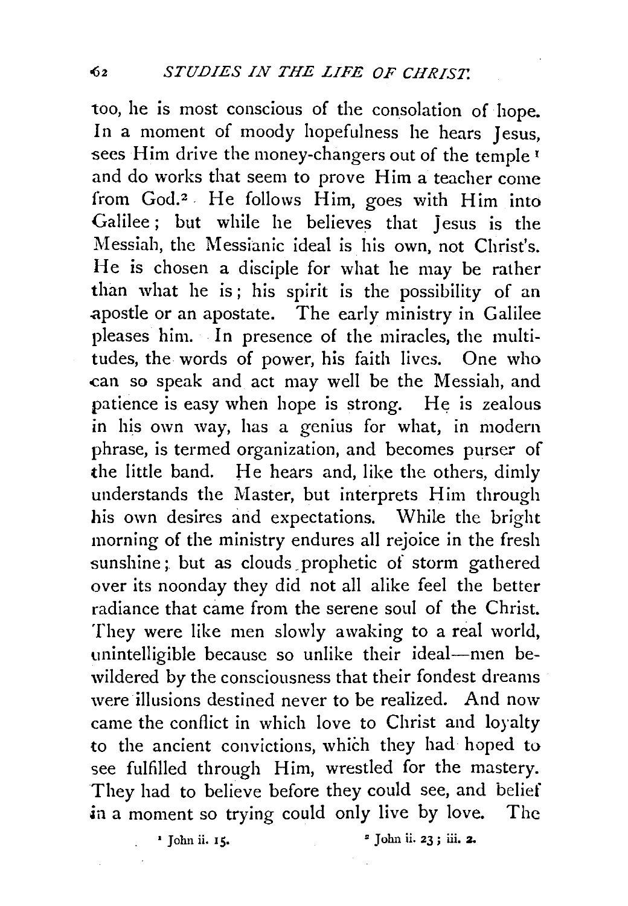too, he is most conscious of the consolation of hope. In a moment of moody hopefulness he hears Jesus, sees Him drive the money-changers out of the temple[1] and do works that seem to prove Him a teacher come from God.[2] He follows Him, goes with Him into Galilee; but while he believes that Jesus is the Messiah, the Messianic ideal is his own, not Christ's. He is chosen a disciple for what he may be rather than what he is; his spirit is the possibility of an apostle or an apostate. The early ministry in Galilee pleases him. In presence of the miracles, the multitudes, the words of power, his faith lives. One who can so speak and act may well be the Messiah, and patience is easy when hope is strong. He is zealous in his own way, has a genius for what, in modern phrase, is termed organization, and becomes purser of the little band. He hears and, like the others, dimly understands the Master, but interprets Him through his own desires and expectations. While the bright morning of the ministry endures all rejoice in the fresh sunshine; but as clouds prophetic of storm gathered over its noonday they did not all alike feel the better radiance that came from the serene soul of the Christ. They were like men slowly awaking to a real world, unintelligible because so unlike their ideal—men bewildered by the consciousness that their fondest dreams were illusions destined never to be realized. And now came the conflict in which love to Christ and loyalty to the ancient convictions, which they had hoped to see fulfilled through Him, wrestled for the mastery. They had to believe before they could see, and belief in a moment so trying could only live by love. The

[1] John ii. 15.

[2] John ii. 23; iii. 2.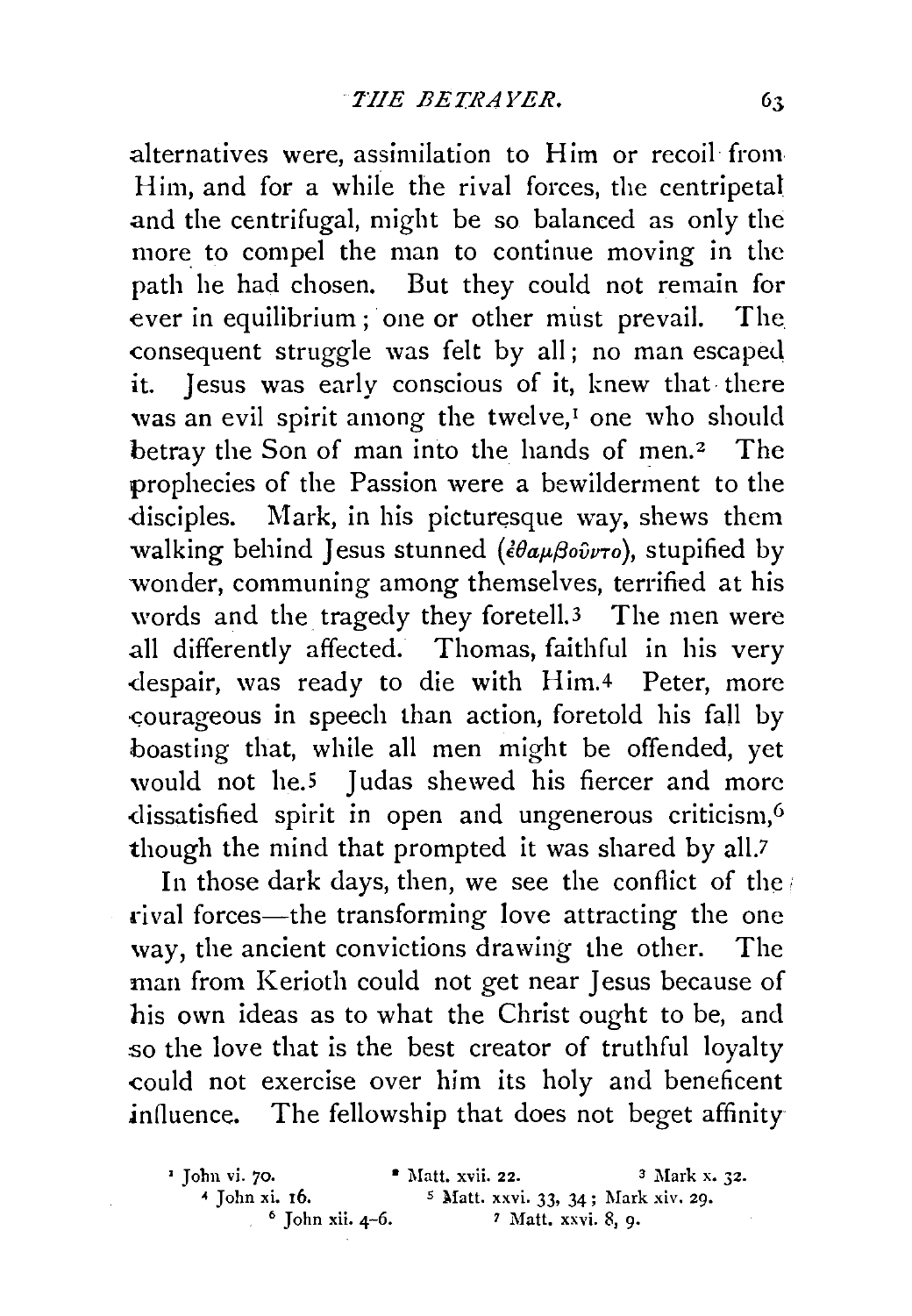alternatives were, assimilation to Him or recoil from Him, and for a while the rival forces, the centripetal and the centrifugal, might be so balanced as only the more to compel the man to continue moving in the path he had chosen. But they could not remain for ever in equilibrium; one or other must prevail. The consequent struggle was felt by all; no man escaped it. Jesus was early conscious of it, knew that there was an evil spirit among the twelve,[1] one who should betray the Son of man into the hands of men.[2] The prophecies of the Passion were a bewilderment to the disciples. Mark, in his picturesque way, shews them walking behind Jesus stunned (ἐθαμβοῦντο), stupified by wonder, communing among themselves, terrified at his words and the tragedy they foretell.[3] The men were all differently affected. Thomas, faithful in his very despair, was ready to die with Him.[4] Peter, more courageous in speech than action, foretold his fall by boasting that, while all men might be offended, yet would not he.[5] Judas shewed his fiercer and more dissatisfied spirit in open and ungenerous criticism,[6] though the mind that prompted it was shared by all.[7]

In those dark days, then, we see the conflict of the rival forces—the transforming love attracting the one way, the ancient convictions drawing the other. The man from Kerioth could not get near Jesus because of his own ideas as to what the Christ ought to be, and so the love that is the best creator of truthful loyalty could not exercise over him its holy and beneficent influence. The fellowship that does not beget affinity

[1] John vi. 70. [2] Matt. xvii. 22. [3] Mark x. 32.
[4] John xi. 16. [5] Matt. xxvi. 33, 34; Mark xiv. 29.
[6] John xii. 4–6. [7] Matt. xxvi. 8, 9.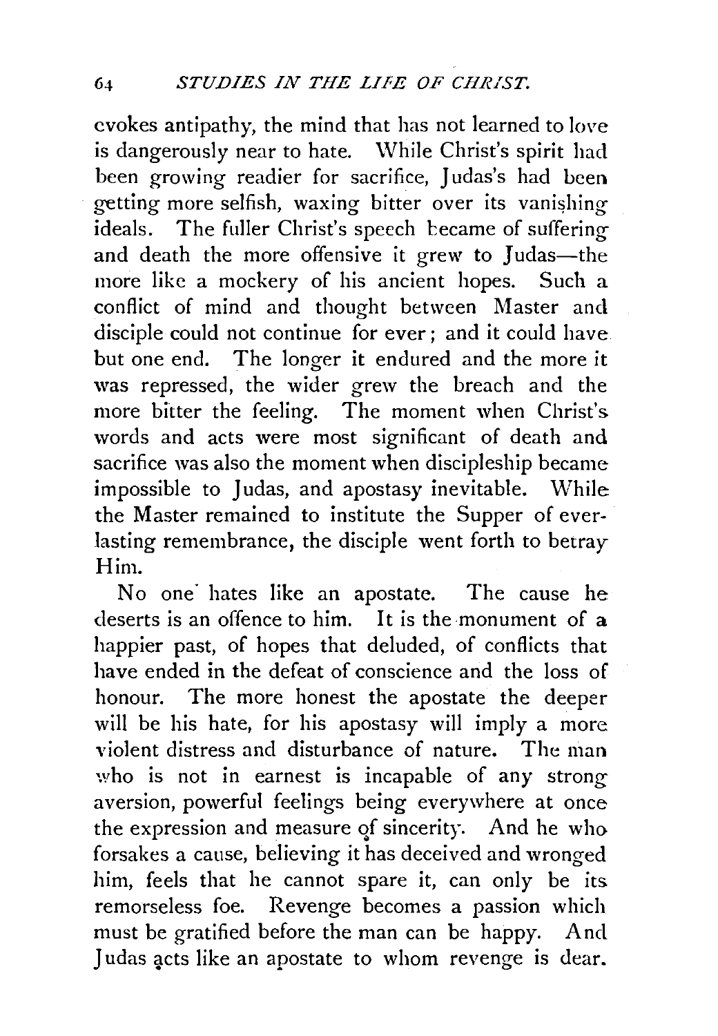evokes antipathy, the mind that has not learned to love is dangerously near to hate. While Christ's spirit had been growing readier for sacrifice, Judas's had been getting more selfish, waxing bitter over its vanishing ideals. The fuller Christ's speech became of suffering and death the more offensive it grew to Judas—the more like a mockery of his ancient hopes. Such a conflict of mind and thought between Master and disciple could not continue for ever; and it could have but one end. The longer it endured and the more it was repressed, the wider grew the breach and the more bitter the feeling. The moment when Christ's words and acts were most significant of death and sacrifice was also the moment when discipleship became impossible to Judas, and apostasy inevitable. While the Master remained to institute the Supper of everlasting remembrance, the disciple went forth to betray Him.

No one hates like an apostate. The cause he deserts is an offence to him. It is the monument of a happier past, of hopes that deluded, of conflicts that have ended in the defeat of conscience and the loss of honour. The more honest the apostate the deeper will be his hate, for his apostasy will imply a more violent distress and disturbance of nature. The man who is not in earnest is incapable of any strong aversion, powerful feelings being everywhere at once the expression and measure of sincerity. And he who forsakes a cause, believing it has deceived and wronged him, feels that he cannot spare it, can only be its remorseless foe. Revenge becomes a passion which must be gratified before the man can be happy. And Judas acts like an apostate to whom revenge is dear.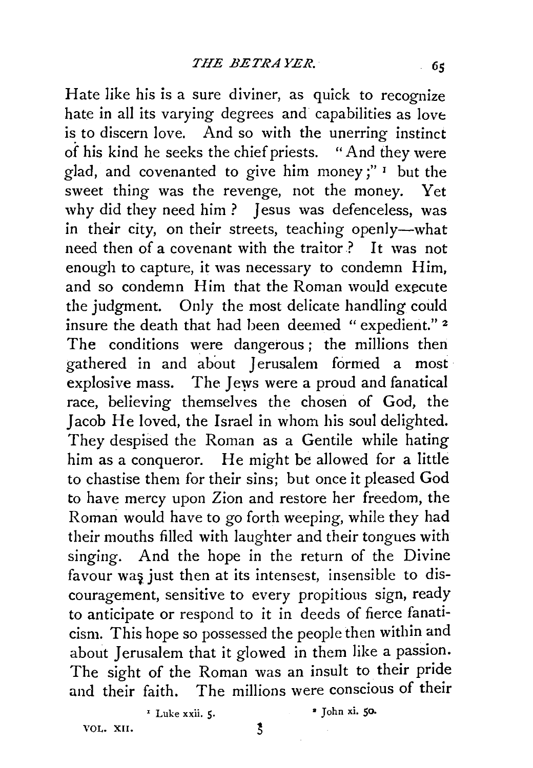Hate like his is a sure diviner, as quick to recognize hate in all its varying degrees and capabilities as love is to discern love. And so with the unerring instinct of his kind he seeks the chief priests. "And they were glad, and covenanted to give him money;" [1] but the sweet thing was the revenge, not the money. Yet why did they need him? Jesus was defenceless, was in their city, on their streets, teaching openly—what need then of a covenant with the traitor? It was not enough to capture, it was necessary to condemn Him, and so condemn Him that the Roman would execute the judgment. Only the most delicate handling could insure the death that had been deemed "expedient." [2] The conditions were dangerous; the millions then gathered in and about Jerusalem formed a most explosive mass. The Jews were a proud and fanatical race, believing themselves the chosen of God, the Jacob He loved, the Israel in whom his soul delighted. They despised the Roman as a Gentile while hating him as a conqueror. He might be allowed for a little to chastise them for their sins; but once it pleased God to have mercy upon Zion and restore her freedom, the Roman would have to go forth weeping, while they had their mouths filled with laughter and their tongues with singing. And the hope in the return of the Divine favour was just then at its intensest, insensible to discouragement, sensitive to every propitious sign, ready to anticipate or respond to it in deeds of fierce fanaticism. This hope so possessed the people then within and about Jerusalem that it glowed in them like a passion. The sight of the Roman was an insult to their pride and their faith. The millions were conscious of their

[1] Luke xxii. 5.

[2] John xi. 50.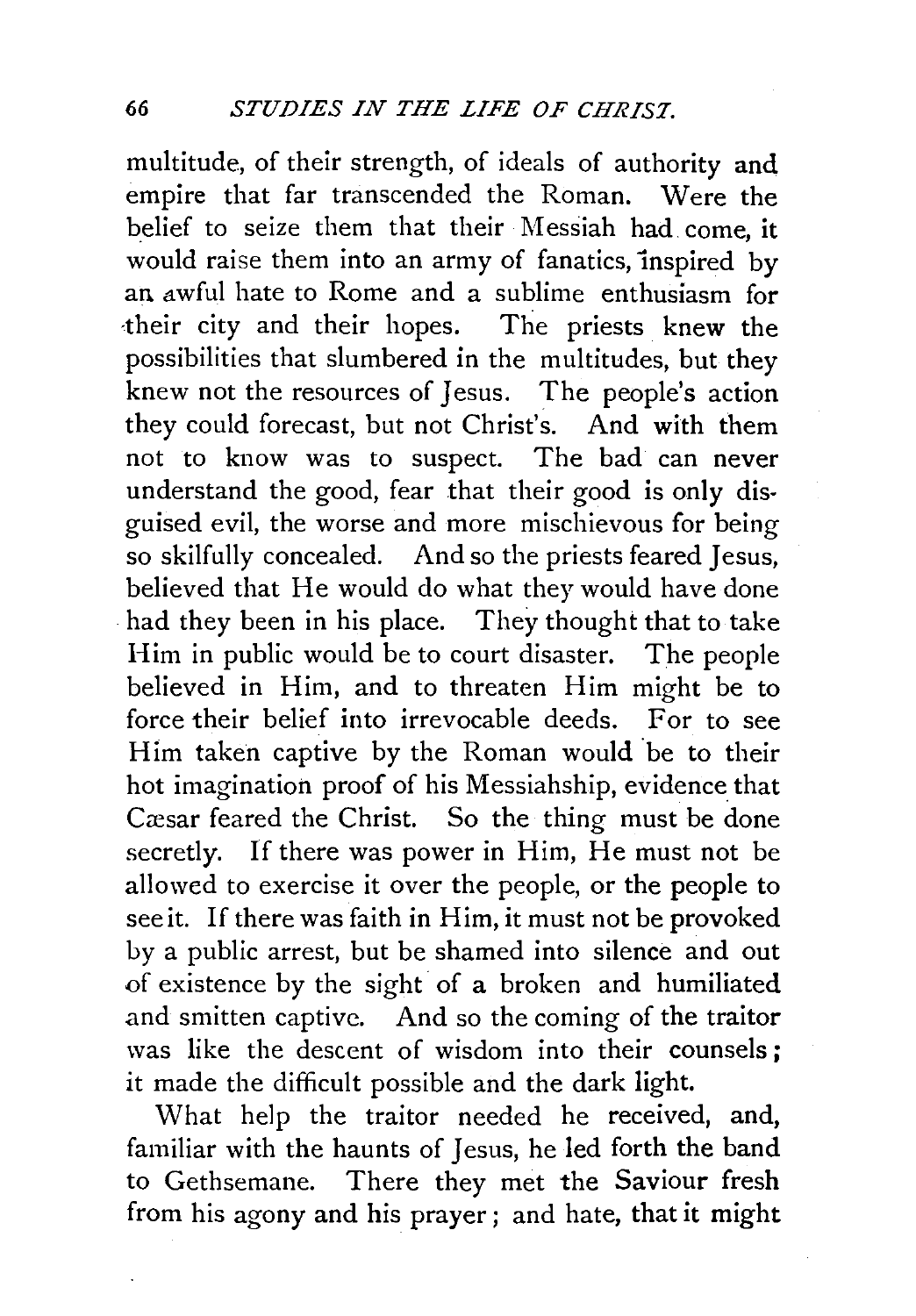multitude, of their strength, of ideals of authority and empire that far transcended the Roman. Were the belief to seize them that their Messiah had come, it would raise them into an army of fanatics, inspired by an awful hate to Rome and a sublime enthusiasm for their city and their hopes. The priests knew the possibilities that slumbered in the multitudes, but they knew not the resources of Jesus. The people's action they could forecast, but not Christ's. And with them not to know was to suspect. The bad can never understand the good, fear that their good is only disguised evil, the worse and more mischievous for being so skilfully concealed. And so the priests feared Jesus, believed that He would do what they would have done had they been in his place. They thought that to take Him in public would be to court disaster. The people believed in Him, and to threaten Him might be to force their belief into irrevocable deeds. For to see Him taken captive by the Roman would be to their hot imagination proof of his Messiahship, evidence that Cæsar feared the Christ. So the thing must be done secretly. If there was power in Him, He must not be allowed to exercise it over the people, or the people to see it. If there was faith in Him, it must not be provoked by a public arrest, but be shamed into silence and out of existence by the sight of a broken and humiliated and smitten captive. And so the coming of the traitor was like the descent of wisdom into their counsels; it made the difficult possible and the dark light.

What help the traitor needed he received, and, familiar with the haunts of Jesus, he led forth the band to Gethsemane. There they met the Saviour fresh from his agony and his prayer; and hate, that it might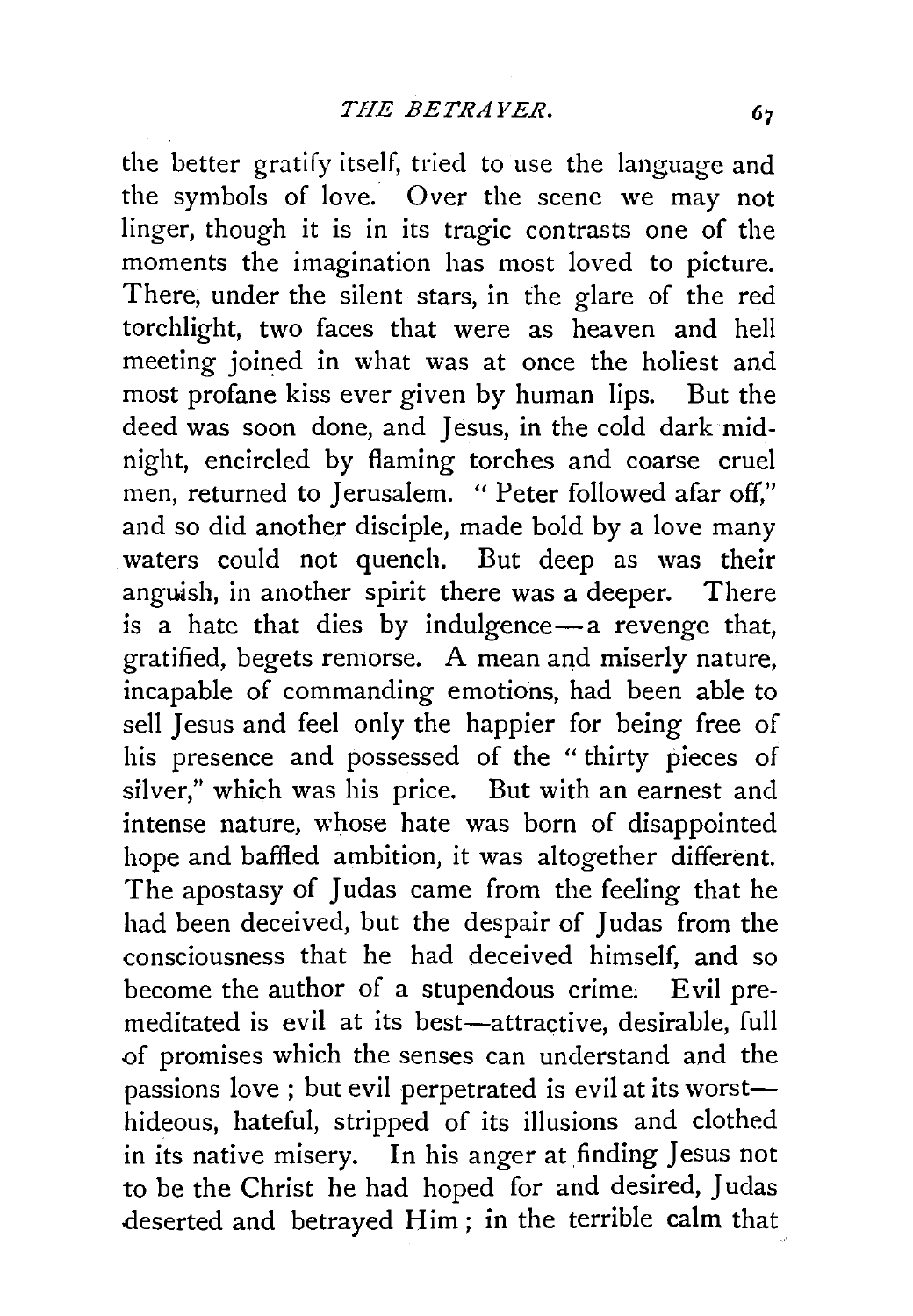the better gratify itself, tried to use the language and the symbols of love. Over the scene we may not linger, though it is in its tragic contrasts one of the moments the imagination has most loved to picture. There, under the silent stars, in the glare of the red torchlight, two faces that were as heaven and hell meeting joined in what was at once the holiest and most profane kiss ever given by human lips. But the deed was soon done, and Jesus, in the cold dark midnight, encircled by flaming torches and coarse cruel men, returned to Jerusalem. "Peter followed afar off," and so did another disciple, made bold by a love many waters could not quench. But deep as was their anguish, in another spirit there was a deeper. There is a hate that dies by indulgence—a revenge that, gratified, begets remorse. A mean and miserly nature, incapable of commanding emotions, had been able to sell Jesus and feel only the happier for being free of his presence and possessed of the "thirty pieces of silver," which was his price. But with an earnest and intense nature, whose hate was born of disappointed hope and baffled ambition, it was altogether different. The apostasy of Judas came from the feeling that he had been deceived, but the despair of Judas from the consciousness that he had deceived himself, and so become the author of a stupendous crime. Evil premeditated is evil at its best—attractive, desirable, full of promises which the senses can understand and the passions love; but evil perpetrated is evil at its worst—hideous, hateful, stripped of its illusions and clothed in its native misery. In his anger at finding Jesus not to be the Christ he had hoped for and desired, Judas deserted and betrayed Him; in the terrible calm that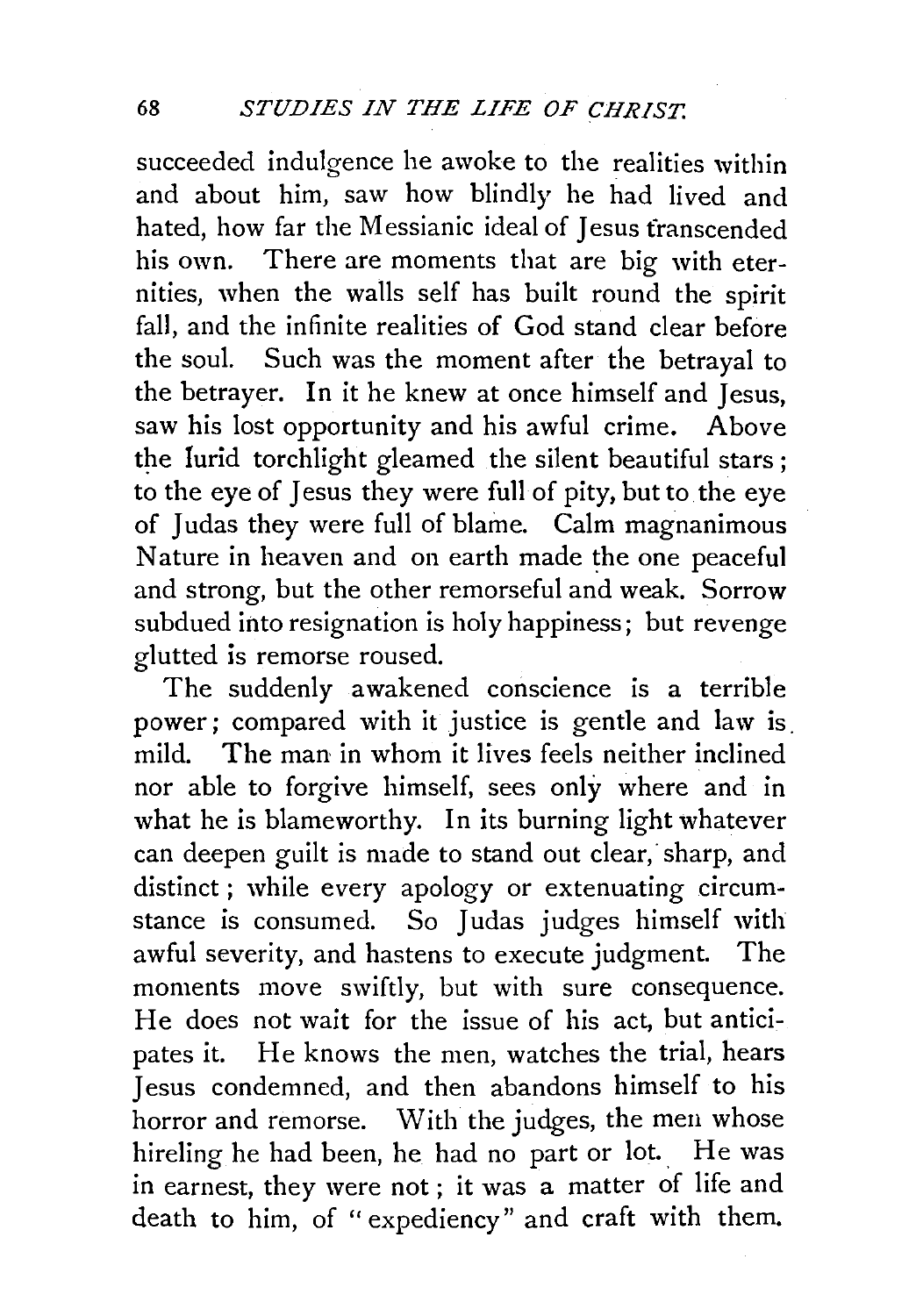succeeded indulgence he awoke to the realities within and about him, saw how blindly he had lived and hated, how far the Messianic ideal of Jesus transcended his own. There are moments that are big with eternities, when the walls self has built round the spirit fall, and the infinite realities of God stand clear before the soul. Such was the moment after the betrayal to the betrayer. In it he knew at once himself and Jesus, saw his lost opportunity and his awful crime. Above the lurid torchlight gleamed the silent beautiful stars; to the eye of Jesus they were full of pity, but to the eye of Judas they were full of blame. Calm magnanimous Nature in heaven and on earth made the one peaceful and strong, but the other remorseful and weak. Sorrow subdued into resignation is holy happiness; but revenge glutted is remorse roused.

The suddenly awakened conscience is a terrible power; compared with it justice is gentle and law is mild. The man in whom it lives feels neither inclined nor able to forgive himself, sees only where and in what he is blameworthy. In its burning light whatever can deepen guilt is made to stand out clear, sharp, and distinct; while every apology or extenuating circumstance is consumed. So Judas judges himself with awful severity, and hastens to execute judgment. The moments move swiftly, but with sure consequence. He does not wait for the issue of his act, but anticipates it. He knows the men, watches the trial, hears Jesus condemned, and then abandons himself to his horror and remorse. With the judges, the men whose hireling he had been, he had no part or lot. He was in earnest, they were not; it was a matter of life and death to him, of "expediency" and craft with them.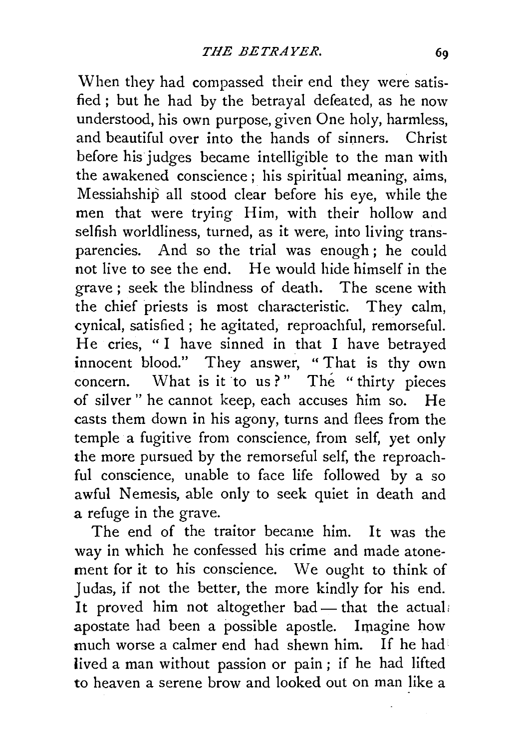When they had compassed their end they were satisfied; but he had by the betrayal defeated, as he now understood, his own purpose, given One holy, harmless, and beautiful over into the hands of sinners. Christ before his judges became intelligible to the man with the awakened conscience; his spiritual meaning, aims, Messiahship all stood clear before his eye, while the men that were trying Him, with their hollow and selfish worldliness, turned, as it were, into living transparencies. And so the trial was enough; he could not live to see the end. He would hide himself in the grave; seek the blindness of death. The scene with the chief priests is most characteristic. They calm, cynical, satisfied; he agitated, reproachful, remorseful. He cries, "I have sinned in that I have betrayed innocent blood." They answer, "That is thy own concern. What is it to us?" The "thirty pieces of silver" he cannot keep, each accuses him so. He casts them down in his agony, turns and flees from the temple a fugitive from conscience, from self, yet only the more pursued by the remorseful self, the reproachful conscience, unable to face life followed by a so awful Nemesis, able only to seek quiet in death and a refuge in the grave.

The end of the traitor became him. It was the way in which he confessed his crime and made atonement for it to his conscience. We ought to think of Judas, if not the better, the more kindly for his end. It proved him not altogether bad — that the actual apostate had been a possible apostle. Imagine how much worse a calmer end had shewn him. If he had lived a man without passion or pain; if he had lifted to heaven a serene brow and looked out on man like a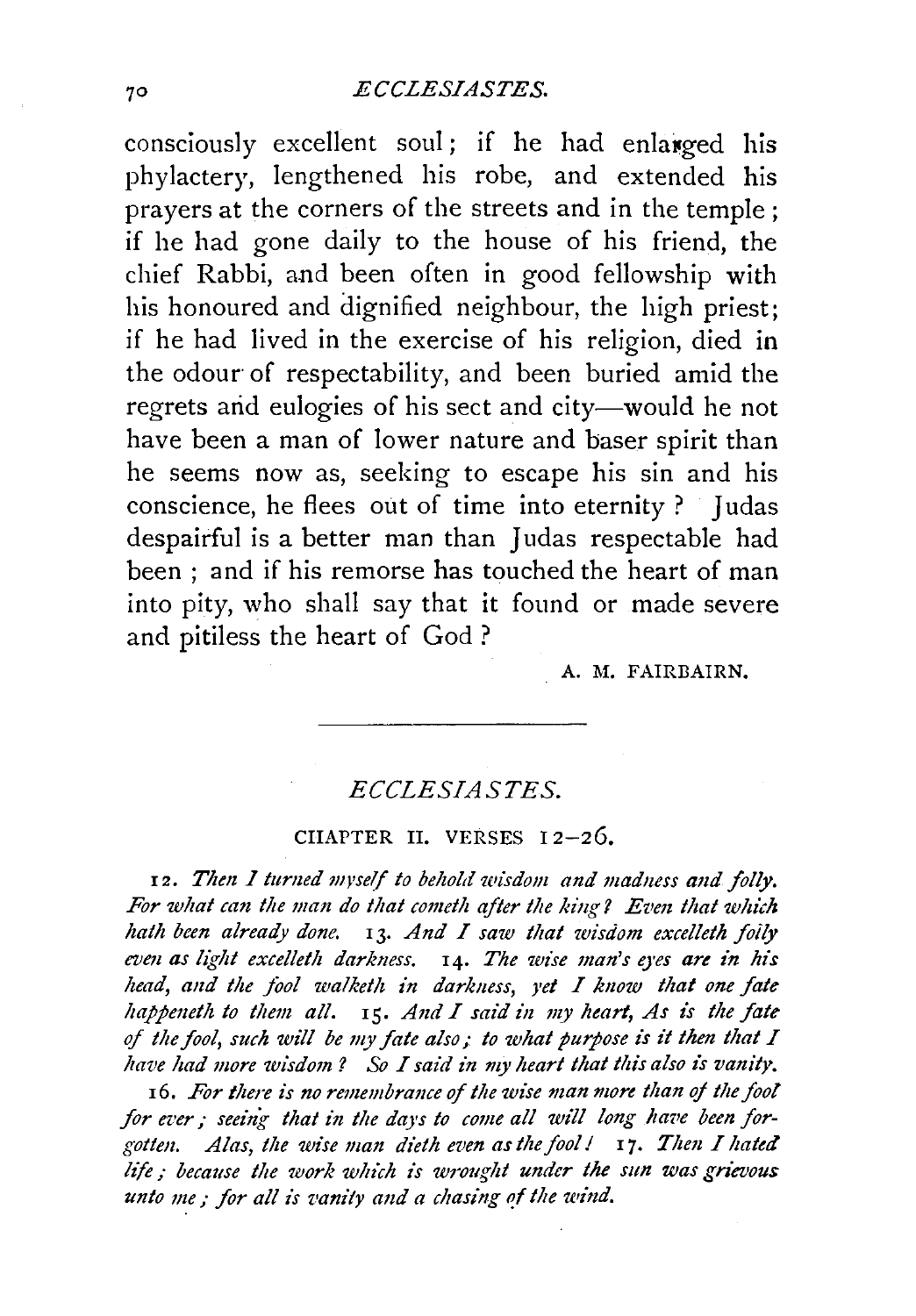consciously excellent soul; if he had enlarged his phylactery, lengthened his robe, and extended his prayers at the corners of the streets and in the temple; if he had gone daily to the house of his friend, the chief Rabbi, and been often in good fellowship with his honoured and dignified neighbour, the high priest; if he had lived in the exercise of his religion, died in the odour of respectability, and been buried amid the regrets and eulogies of his sect and city—would he not have been a man of lower nature and baser spirit than he seems now as, seeking to escape his sin and his conscience, he flees out of time into eternity? Judas despairful is a better man than Judas respectable had been; and if his remorse has touched the heart of man into pity, who shall say that it found or made severe and pitiless the heart of God?

A. M. FAIRBAIRN.

---

## *ECCLESIASTES.*

### CHAPTER II. VERSES 12–26.

12. *Then I turned myself to behold wisdom and madness and folly. For what can the man do that cometh after the king? Even that which hath been already done.* 13. *And I saw that wisdom excelleth folly even as light excelleth darkness.* 14. *The wise man's eyes are in his head, and the fool walketh in darkness, yet I know that one fate happeneth to them all.* 15. *And I said in my heart, As is the fate of the fool, such will be my fate also; to what purpose is it then that I have had more wisdom? So I said in my heart that this also is vanity.*

16. *For there is no remembrance of the wise man more than of the fool for ever; seeing that in the days to come all will long have been forgotten. Alas, the wise man dieth even as the fool!* 17. *Then I hated life; because the work which is wrought under the sun was grievous unto me; for all is vanity and a chasing of the wind.*